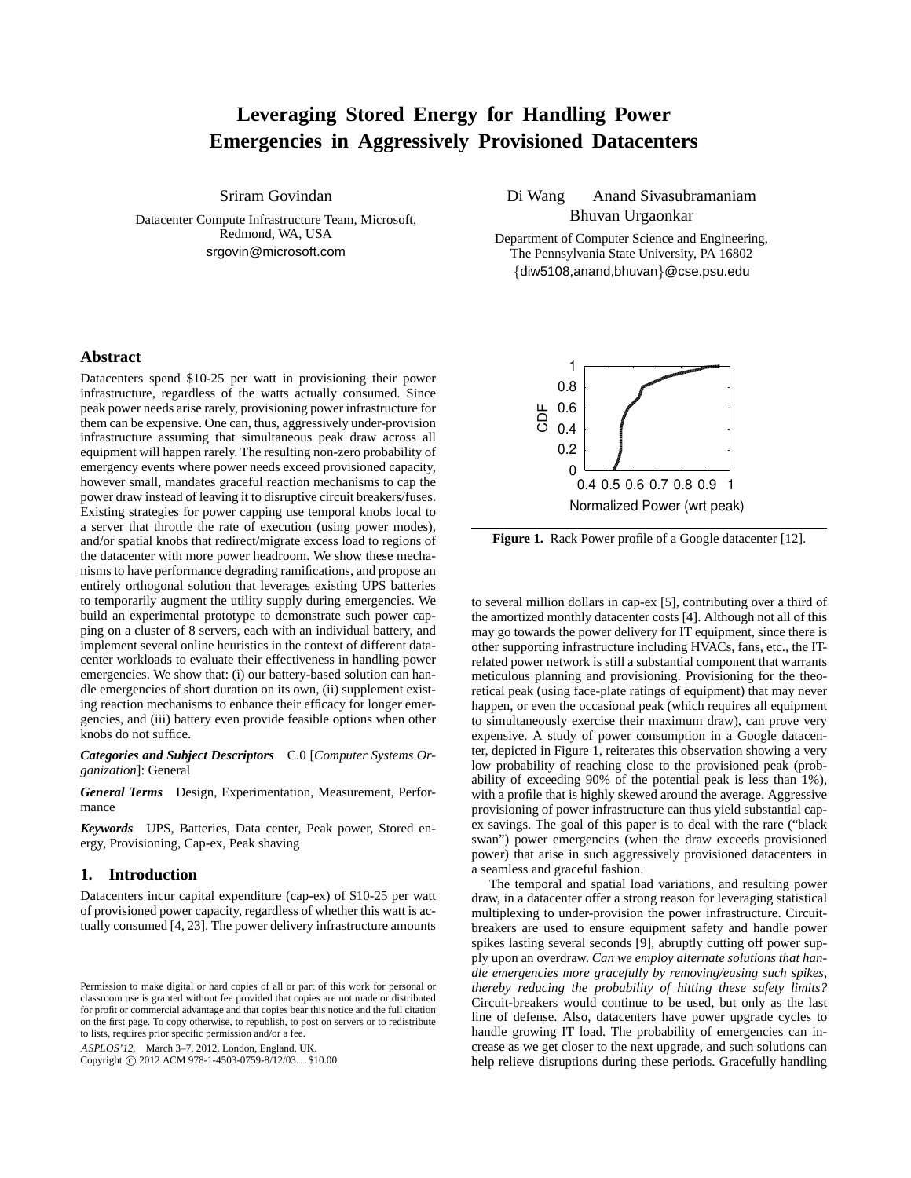# Leveraging Stored Energy for Handling Power Emergencies in Aggressively Provisioned Datacenters

Sriram Govindan

Datacenter Compute Infrastructure Team, Microsoft, Redmond, WA, USA

srgovin@microsoft.com

Di Wang Anand Sivasubramaniam Bhuvan Urgaonkar

Department of Computer Science and Engineering, The Pennsylvania State University, PA 16802

{diw5108,anand,bhuvan}@cse.psu.edu

## Abstract

Datacenters spend \$10-25 per watt in provisioning their power infrastructure, regardless of the watts actually consumed. Since peak power needs arise rarely, provisioning power infrastructure for them can be expensive. One can, thus, aggressively under-provision infrastructure assuming that simultaneous peak draw across all equipment will happen rarely. The resulting non-zero probability of emergency events where power needs exceed provisioned capacity, however small, mandates graceful reaction mechanisms to cap the power draw instead of leaving it to disruptive circuit breakers/fuses. Existing strategies for power capping use temporal knobs local to a server that throttle the rate of execution (using power modes), and/or spatial knobs that redirect/migrate excess load to regions of the datacenter with more power headroom. We show these mechanisms to have performance degrading ramifications, and propose an entirely orthogonal solution that leverages existing UPS batteries to temporarily augment the utility supply during emergencies. We build an experimental prototype to demonstrate such power capping on a cluster of 8 servers, each with an individual battery, and implement several online heuristics in the context of different datacenter workloads to evaluate their effectiveness in handling power emergencies. We show that: (i) our battery-based solution can handle emergencies of short duration on its own, (ii) supplement existing reaction mechanisms to enhance their efficacy for longer emergencies, and (iii) battery even provide feasible options when other knobs do not suffice.

***Categories and Subject Descriptors*** C.0 [*Computer Systems Organization*]: General

***General Terms*** Design, Experimentation, Measurement, Performance

***Keywords*** UPS, Batteries, Data center, Peak power, Stored energy, Provisioning, Cap-ex, Peak shaving

## 1. Introduction

Datacenters incur capital expenditure (cap-ex) of \$10-25 per watt of provisioned power capacity, regardless of whether this watt is actually consumed [4, 23]. The power delivery infrastructure amounts to several million dollars in cap-ex [5], contributing over a third of the amortized monthly datacenter costs [4]. Although not all of this may go towards the power delivery for IT equipment, since there is other supporting infrastructure including HVACs, fans, etc., the IT-related power network is still a substantial component that warrants meticulous planning and provisioning. Provisioning for the theoretical peak (using face-plate ratings of equipment) that may never happen, or even the occasional peak (which requires all equipment to simultaneously exercise their maximum draw), can prove very expensive. A study of power consumption in a Google datacenter, depicted in Figure 1, reiterates this observation showing a very low probability of reaching close to the provisioned peak (probability of exceeding 90% of the potential peak is less than 1%), with a profile that is highly skewed around the average. Aggressive provisioning of power infrastructure can thus yield substantial cap-ex savings. The goal of this paper is to deal with the rare ("black swan") power emergencies (when the draw exceeds provisioned power) that arise in such aggressively provisioned datacenters in a seamless and graceful fashion.

**Figure 1.** Rack Power profile of a Google datacenter [12].

The temporal and spatial load variations, and resulting power draw, in a datacenter offer a strong reason for leveraging statistical multiplexing to under-provision the power infrastructure. Circuit-breakers are used to ensure equipment safety and handle power spikes lasting several seconds [9], abruptly cutting off power supply upon an overdraw. *Can we employ alternate solutions that handle emergencies more gracefully by removing/easing such spikes, thereby reducing the probability of hitting these safety limits?* Circuit-breakers would continue to be used, but only as the last line of defense. Also, datacenters have power upgrade cycles to handle growing IT load. The probability of emergencies can increase as we get closer to the next upgrade, and such solutions can help relieve disruptions during these periods. Gracefully handling

Permission to make digital or hard copies of all or part of this work for personal or classroom use is granted without fee provided that copies are not made or distributed for profit or commercial advantage and that copies bear this notice and the full citation on the first page. To copy otherwise, to republish, to post on servers or to redistribute to lists, requires prior specific permission and/or a fee.

*ASPLOS'12,* March 3–7, 2012, London, England, UK.
Copyright © 2012 ACM 978-1-4503-0759-8/12/03...\$10.00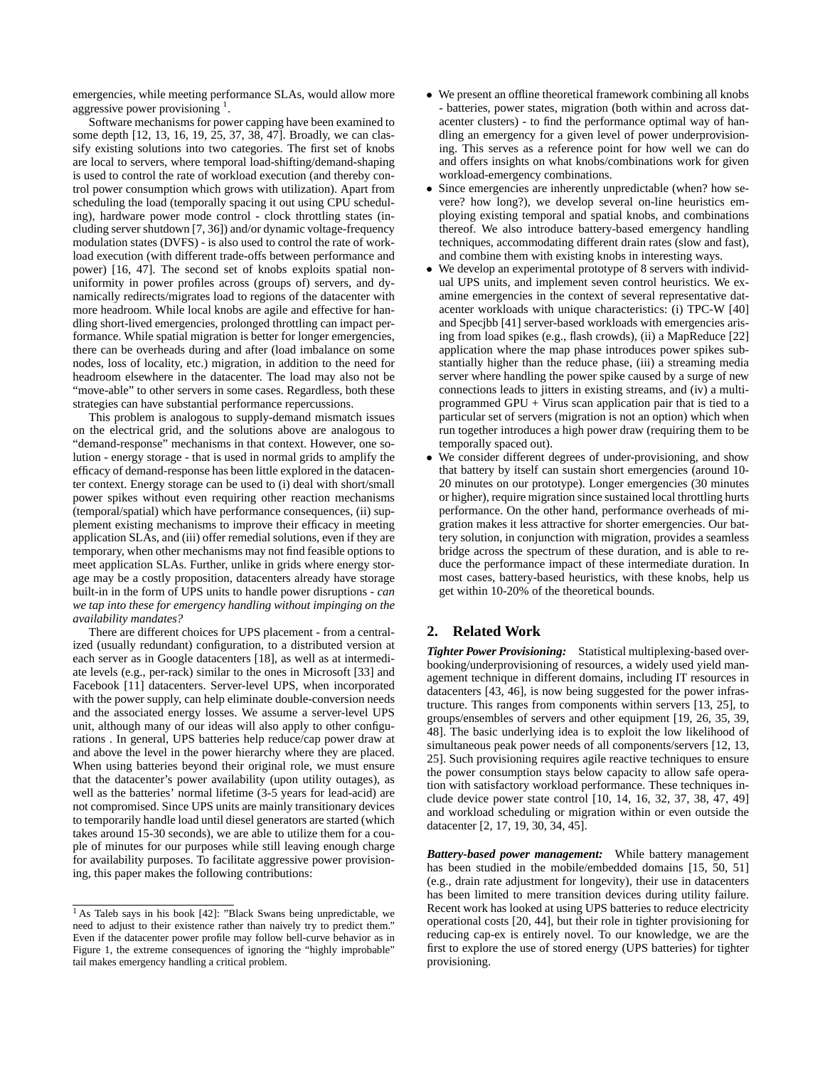emergencies, while meeting performance SLAs, would allow more aggressive power provisioning [1].

Software mechanisms for power capping have been examined to some depth [12, 13, 16, 19, 25, 37, 38, 47]. Broadly, we can classify existing solutions into two categories. The first set of knobs are local to servers, where temporal load-shifting/demand-shaping is used to control the rate of workload execution (and thereby control power consumption which grows with utilization). Apart from scheduling the load (temporally spacing it out using CPU scheduling), hardware power mode control - clock throttling states (including server shutdown [7, 36]) and/or dynamic voltage-frequency modulation states (DVFS) - is also used to control the rate of workload execution (with different trade-offs between performance and power) [16, 47]. The second set of knobs exploits spatial non-uniformity in power profiles across (groups of) servers, and dynamically redirects/migrates load to regions of the datacenter with more headroom. While local knobs are agile and effective for handling short-lived emergencies, prolonged throttling can impact performance. While spatial migration is better for longer emergencies, there can be overheads during and after (load imbalance on some nodes, loss of locality, etc.) migration, in addition to the need for headroom elsewhere in the datacenter. The load may also not be "move-able" to other servers in some cases. Regardless, both these strategies can have substantial performance repercussions.

This problem is analogous to supply-demand mismatch issues on the electrical grid, and the solutions above are analogous to "demand-response" mechanisms in that context. However, one solution - energy storage - that is used in normal grids to amplify the efficacy of demand-response has been little explored in the datacenter context. Energy storage can be used to (i) deal with short/small power spikes without even requiring other reaction mechanisms (temporal/spatial) which have performance consequences, (ii) supplement existing mechanisms to improve their efficacy in meeting application SLAs, and (iii) offer remedial solutions, even if they are temporary, when other mechanisms may not find feasible options to meet application SLAs. Further, unlike in grids where energy storage may be a costly proposition, datacenters already have storage built-in in the form of UPS units to handle power disruptions - *can we tap into these for emergency handling without impinging on the availability mandates?*

There are different choices for UPS placement - from a centralized (usually redundant) configuration, to a distributed version at each server as in Google datacenters [18], as well as at intermediate levels (e.g., per-rack) similar to the ones in Microsoft [33] and Facebook [11] datacenters. Server-level UPS, when incorporated with the power supply, can help eliminate double-conversion needs and the associated energy losses. We assume a server-level UPS unit, although many of our ideas will also apply to other configurations . In general, UPS batteries help reduce/cap power draw at and above the level in the power hierarchy where they are placed. When using batteries beyond their original role, we must ensure that the datacenter's power availability (upon utility outages), as well as the batteries' normal lifetime (3-5 years for lead-acid) are not compromised. Since UPS units are mainly transitionary devices to temporarily handle load until diesel generators are started (which takes around 15-30 seconds), we are able to utilize them for a couple of minutes for our purposes while still leaving enough charge for availability purposes. To facilitate aggressive power provisioning, this paper makes the following contributions:

- We present an offline theoretical framework combining all knobs - batteries, power states, migration (both within and across datacenter clusters) - to find the performance optimal way of handling an emergency for a given level of power underprovisioning. This serves as a reference point for how well we can do and offers insights on what knobs/combinations work for given workload-emergency combinations.
- Since emergencies are inherently unpredictable (when? how severe? how long?), we develop several on-line heuristics employing existing temporal and spatial knobs, and combinations thereof. We also introduce battery-based emergency handling techniques, accommodating different drain rates (slow and fast), and combine them with existing knobs in interesting ways.
- We develop an experimental prototype of 8 servers with individual UPS units, and implement seven control heuristics. We examine emergencies in the context of several representative datacenter workloads with unique characteristics: (i) TPC-W [40] and Specjbb [41] server-based workloads with emergencies arising from load spikes (e.g., flash crowds), (ii) a MapReduce [22] application where the map phase introduces power spikes substantially higher than the reduce phase, (iii) a streaming media server where handling the power spike caused by a surge of new connections leads to jitters in existing streams, and (iv) a multi-programmed GPU + Virus scan application pair that is tied to a particular set of servers (migration is not an option) which when run together introduces a high power draw (requiring them to be temporally spaced out).
- We consider different degrees of under-provisioning, and show that battery by itself can sustain short emergencies (around 10-20 minutes on our prototype). Longer emergencies (30 minutes or higher), require migration since sustained local throttling hurts performance. On the other hand, performance overheads of migration makes it less attractive for shorter emergencies. Our battery solution, in conjunction with migration, provides a seamless bridge across the spectrum of these duration, and is able to reduce the performance impact of these intermediate duration. In most cases, battery-based heuristics, with these knobs, help us get within 10-20% of the theoretical bounds.

## 2. Related Work

***Tighter Power Provisioning:*** Statistical multiplexing-based overbooking/underprovisioning of resources, a widely used yield management technique in different domains, including IT resources in datacenters [43, 46], is now being suggested for the power infrastructure. This ranges from components within servers [13, 25], to groups/ensembles of servers and other equipment [19, 26, 35, 39, 48]. The basic underlying idea is to exploit the low likelihood of simultaneous peak power needs of all components/servers [12, 13, 25]. Such provisioning requires agile reactive techniques to ensure the power consumption stays below capacity to allow safe operation with satisfactory workload performance. These techniques include device power state control [10, 14, 16, 32, 37, 38, 47, 49] and workload scheduling or migration within or even outside the datacenter [2, 17, 19, 30, 34, 45].

***Battery-based power management:*** While battery management has been studied in the mobile/embedded domains [15, 50, 51] (e.g., drain rate adjustment for longevity), their use in datacenters has been limited to mere transition devices during utility failure. Recent work has looked at using UPS batteries to reduce electricity operational costs [20, 44], but their role in tighter provisioning for reducing cap-ex is entirely novel. To our knowledge, we are the first to explore the use of stored energy (UPS batteries) for tighter provisioning.

[1] As Taleb says in his book [42]: "Black Swans being unpredictable, we need to adjust to their existence rather than naively try to predict them." Even if the datacenter power profile may follow bell-curve behavior as in Figure 1, the extreme consequences of ignoring the "highly improbable" tail makes emergency handling a critical problem.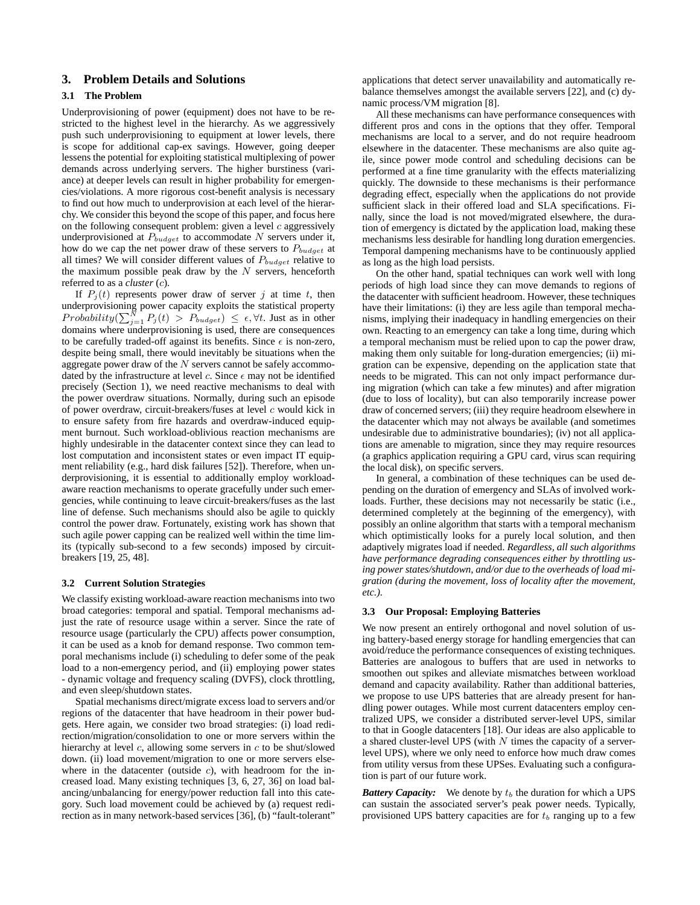## 3. Problem Details and Solutions

### 3.1 The Problem

Underprovisioning of power (equipment) does not have to be restricted to the highest level in the hierarchy. As we aggressively push such underprovisioning to equipment at lower levels, there is scope for additional cap-ex savings. However, going deeper lessens the potential for exploiting statistical multiplexing of power demands across underlying servers. The higher burstiness (variance) at deeper levels can result in higher probability for emergencies/violations. A more rigorous cost-benefit analysis is necessary to find out how much to underprovision at each level of the hierarchy. We consider this beyond the scope of this paper, and focus here on the following consequent problem: given a level $c$ aggressively underprovisioned at $P_{budget}$ to accommodate $N$ servers under it, how do we cap the net power draw of these servers to $P_{budget}$ at all times? We will consider different values of $P_{budget}$ relative to the maximum possible peak draw by the $N$ servers, henceforth referred to as a *cluster* ($c$).

If $P_j(t)$ represents power draw of server $j$ at time $t$, then underprovisioning power capacity exploits the statistical property $Probability(\sum_{j=1}^{N} P_j(t) > P_{budget}) \leq \epsilon, \forall t$. Just as in other domains where underprovisioning is used, there are consequences to be carefully traded-off against its benefits. Since $\epsilon$ is non-zero, despite being small, there would inevitably be situations when the aggregate power draw of the $N$ servers cannot be safely accommodated by the infrastructure at level $c$. Since $\epsilon$ may not be identified precisely (Section 1), we need reactive mechanisms to deal with the power overdraw situations. Normally, during such an episode of power overdraw, circuit-breakers/fuses at level $c$ would kick in to ensure safety from fire hazards and overdraw-induced equipment burnout. Such workload-oblivious reaction mechanisms are highly undesirable in the datacenter context since they can lead to lost computation and inconsistent states or even impact IT equipment reliability (e.g., hard disk failures [52]). Therefore, when underprovisioning, it is essential to additionally employ workload-aware reaction mechanisms to operate gracefully under such emergencies, while continuing to leave circuit-breakers/fuses as the last line of defense. Such mechanisms should also be agile to quickly control the power draw. Fortunately, existing work has shown that such agile power capping can be realized well within the time limits (typically sub-second to a few seconds) imposed by circuit-breakers [19, 25, 48].

### 3.2 Current Solution Strategies

We classify existing workload-aware reaction mechanisms into two broad categories: temporal and spatial. Temporal mechanisms adjust the rate of resource usage within a server. Since the rate of resource usage (particularly the CPU) affects power consumption, it can be used as a knob for demand response. Two common temporal mechanisms include (i) scheduling to defer some of the peak load to a non-emergency period, and (ii) employing power states - dynamic voltage and frequency scaling (DVFS), clock throttling, and even sleep/shutdown states.

Spatial mechanisms direct/migrate excess load to servers and/or regions of the datacenter that have headroom in their power budgets. Here again, we consider two broad strategies: (i) load redirection/migration/consolidation to one or more servers within the hierarchy at level $c$, allowing some servers in $c$ to be shut/slowed down. (ii) load movement/migration to one or more servers elsewhere in the datacenter (outside $c$), with headroom for the increased load. Many existing techniques [3, 6, 27, 36] on load balancing/unbalancing for energy/power reduction fall into this category. Such load movement could be achieved by (a) request redirection as in many network-based services [36], (b) "fault-tolerant" applications that detect server unavailability and automatically rebalance themselves amongst the available servers [22], and (c) dynamic process/VM migration [8].

All these mechanisms can have performance consequences with different pros and cons in the options that they offer. Temporal mechanisms are local to a server, and do not require headroom elsewhere in the datacenter. These mechanisms are also quite agile, since power mode control and scheduling decisions can be performed at a fine time granularity with the effects materializing quickly. The downside to these mechanisms is their performance degrading effect, especially when the applications do not provide sufficient slack in their offered load and SLA specifications. Finally, since the load is not moved/migrated elsewhere, the duration of emergency is dictated by the application load, making these mechanisms less desirable for handling long duration emergencies. Temporal dampening mechanisms have to be continuously applied as long as the high load persists.

On the other hand, spatial techniques can work well with long periods of high load since they can move demands to regions of the datacenter with sufficient headroom. However, these techniques have their limitations: (i) they are less agile than temporal mechanisms, implying their inadequacy in handling emergencies on their own. Reacting to an emergency can take a long time, during which a temporal mechanism must be relied upon to cap the power draw, making them only suitable for long-duration emergencies; (ii) migration can be expensive, depending on the application state that needs to be migrated. This can not only impact performance during migration (which can take a few minutes) and after migration (due to loss of locality), but can also temporarily increase power draw of concerned servers; (iii) they require headroom elsewhere in the datacenter which may not always be available (and sometimes undesirable due to administrative boundaries); (iv) not all applications are amenable to migration, since they may require resources (a graphics application requiring a GPU card, virus scan requiring the local disk), on specific servers.

In general, a combination of these techniques can be used depending on the duration of emergency and SLAs of involved workloads. Further, these decisions may not necessarily be static (i.e., determined completely at the beginning of the emergency), with possibly an online algorithm that starts with a temporal mechanism which optimistically looks for a purely local solution, and then adaptively migrates load if needed. *Regardless, all such algorithms have performance degrading consequences either by throttling using power states/shutdown, and/or due to the overheads of load migration (during the movement, loss of locality after the movement, etc.).*

### 3.3 Our Proposal: Employing Batteries

We now present an entirely orthogonal and novel solution of using battery-based energy storage for handling emergencies that can avoid/reduce the performance consequences of existing techniques. Batteries are analogous to buffers that are used in networks to smoothen out spikes and alleviate mismatches between workload demand and capacity availability. Rather than additional batteries, we propose to use UPS batteries that are already present for handling power outages. While most current datacenters employ centralized UPS, we consider a distributed server-level UPS, similar to that in Google datacenters [18]. Our ideas are also applicable to a shared cluster-level UPS (with $N$ times the capacity of a server-level UPS), where we only need to enforce how much draw comes from utility versus from these UPSes. Evaluating such a configuration is part of our future work.

***Battery Capacity:*** We denote by $t_b$ the duration for which a UPS can sustain the associated server's peak power needs. Typically, provisioned UPS battery capacities are for $t_b$ ranging up to a few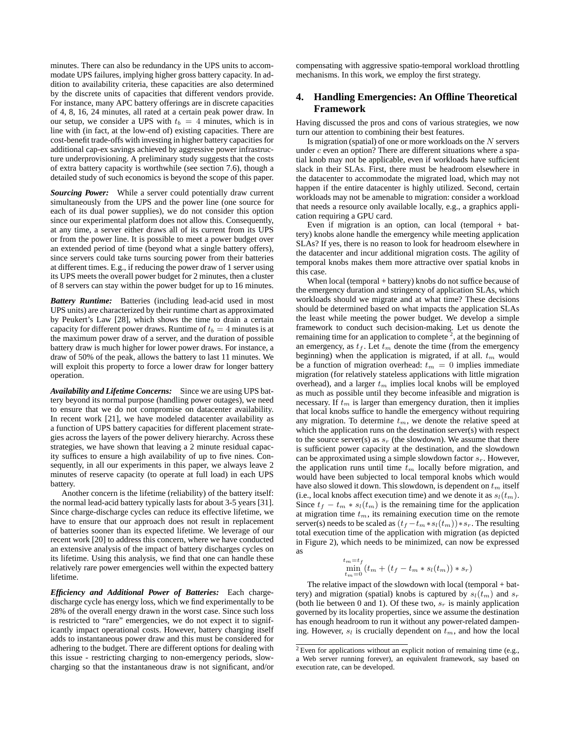minutes. There can also be redundancy in the UPS units to accommodate UPS failures, implying higher gross battery capacity. In addition to availability criteria, these capacities are also determined by the discrete units of capacities that different vendors provide. For instance, many APC battery offerings are in discrete capacities of 4, 8, 16, 24 minutes, all rated at a certain peak power draw. In our setup, we consider a UPS with $t_b = 4$ minutes, which is in line with (in fact, at the low-end of) existing capacities. There are cost-benefit trade-offs with investing in higher battery capacities for additional cap-ex savings achieved by aggressive power infrastructure underprovisioning. A preliminary study suggests that the costs of extra battery capacity is worthwhile (see section 7.6), though a detailed study of such economics is beyond the scope of this paper.

***Sourcing Power:*** While a server could potentially draw current simultaneously from the UPS and the power line (one source for each of its dual power supplies), we do not consider this option since our experimental platform does not allow this. Consequently, at any time, a server either draws all of its current from its UPS or from the power line. It is possible to meet a power budget over an extended period of time (beyond what a single battery offers), since servers could take turns sourcing power from their batteries at different times. E.g., if reducing the power draw of 1 server using its UPS meets the overall power budget for 2 minutes, then a cluster of 8 servers can stay within the power budget for up to 16 minutes.

***Battery Runtime:*** Batteries (including lead-acid used in most UPS units) are characterized by their runtime chart as approximated by Peukert's Law [28], which shows the time to drain a certain capacity for different power draws. Runtime of $t_b = 4$ minutes is at the maximum power draw of a server, and the duration of possible battery draw is much higher for lower power draws. For instance, a draw of 50% of the peak, allows the battery to last 11 minutes. We will exploit this property to force a lower draw for longer battery operation.

***Availability and Lifetime Concerns:*** Since we are using UPS battery beyond its normal purpose (handling power outages), we need to ensure that we do not compromise on datacenter availability. In recent work [21], we have modeled datacenter availability as a function of UPS battery capacities for different placement strategies across the layers of the power delivery hierarchy. Across these strategies, we have shown that leaving a 2 minute residual capacity suffices to ensure a high availability of up to five nines. Consequently, in all our experiments in this paper, we always leave 2 minutes of reserve capacity (to operate at full load) in each UPS battery.

Another concern is the lifetime (reliability) of the battery itself: the normal lead-acid battery typically lasts for about 3-5 years [31]. Since charge-discharge cycles can reduce its effective lifetime, we have to ensure that our approach does not result in replacement of batteries sooner than its expected lifetime. We leverage of our recent work [20] to address this concern, where we have conducted an extensive analysis of the impact of battery discharges cycles on its lifetime. Using this analysis, we find that one can handle these relatively rare power emergencies well within the expected battery lifetime.

***Efficiency and Additional Power of Batteries:*** Each charge-discharge cycle has energy loss, which we find experimentally to be 28% of the overall energy drawn in the worst case. Since such loss is restricted to "rare" emergencies, we do not expect it to significantly impact operational costs. However, battery charging itself adds to instantaneous power draw and this must be considered for adhering to the budget. There are different options for dealing with this issue - restricting charging to non-emergency periods, slow-charging so that the instantaneous draw is not significant, and/or compensating with aggressive spatio-temporal workload throttling mechanisms. In this work, we employ the first strategy.

## 4. Handling Emergencies: An Offline Theoretical Framework

Having discussed the pros and cons of various strategies, we now turn our attention to combining their best features.

Is migration (spatial) of one or more workloads on the $N$ servers under $c$ even an option? There are different situations where a spatial knob may not be applicable, even if workloads have sufficient slack in their SLAs. First, there must be headroom elsewhere in the datacenter to accommodate the migrated load, which may not happen if the entire datacenter is highly utilized. Second, certain workloads may not be amenable to migration: consider a workload that needs a resource only available locally, e.g., a graphics application requiring a GPU card.

Even if migration is an option, can local (temporal + battery) knobs alone handle the emergency while meeting application SLAs? If yes, there is no reason to look for headroom elsewhere in the datacenter and incur additional migration costs. The agility of temporal knobs makes them more attractive over spatial knobs in this case.

When local (temporal + battery) knobs do not suffice because of the emergency duration and stringency of application SLAs, which workloads should we migrate and at what time? These decisions should be determined based on what impacts the application SLAs the least while meeting the power budget. We develop a simple framework to conduct such decision-making. Let us denote the remaining time for an application to complete [2], at the beginning of an emergency, as $t_f$. Let $t_m$ denote the time (from the emergency beginning) when the application is migrated, if at all. $t_m$ would be a function of migration overhead: $t_m = 0$ implies immediate migration (for relatively stateless applications with little migration overhead), and a larger $t_m$ implies local knobs will be employed as much as possible until they become infeasible and migration is necessary. If $t_m$ is larger than emergency duration, then it implies that local knobs suffice to handle the emergency without requiring any migration. To determine $t_m$, we denote the relative speed at which the application runs on the destination server(s) with respect to the source server(s) as $s_r$ (the slowdown). We assume that there is sufficient power capacity at the destination, and the slowdown can be approximated using a simple slowdown factor $s_r$. However, the application runs until time $t_m$ locally before migration, and would have been subjected to local temporal knobs which would have also slowed it down. This slowdown, is dependent on $t_m$ itself (i.e., local knobs affect execution time) and we denote it as $s_l(t_m)$. Since $t_f - t_m * s_l(t_m)$ is the remaining time for the application at migration time $t_m$, its remaining execution time on the remote server(s) needs to be scaled as $(t_f - t_m * s_l(t_m)) * s_r$. The resulting total execution time of the application with migration (as depicted in Figure 2), which needs to be minimized, can now be expressed as

$$\min_{t_m=0}^{t_m=t_f} (t_m + (t_f - t_m * s_l(t_m)) * s_r)$$

The relative impact of the slowdown with local (temporal + battery) and migration (spatial) knobs is captured by $s_l(t_m)$ and $s_r$ (both lie between 0 and 1). Of these two, $s_r$ is mainly application governed by its locality properties, since we assume the destination has enough headroom to run it without any power-related dampening. However, $s_l$ is crucially dependent on $t_m$, and how the local

[2] Even for applications without an explicit notion of remaining time (e.g., a Web server running forever), an equivalent framework, say based on execution rate, can be developed.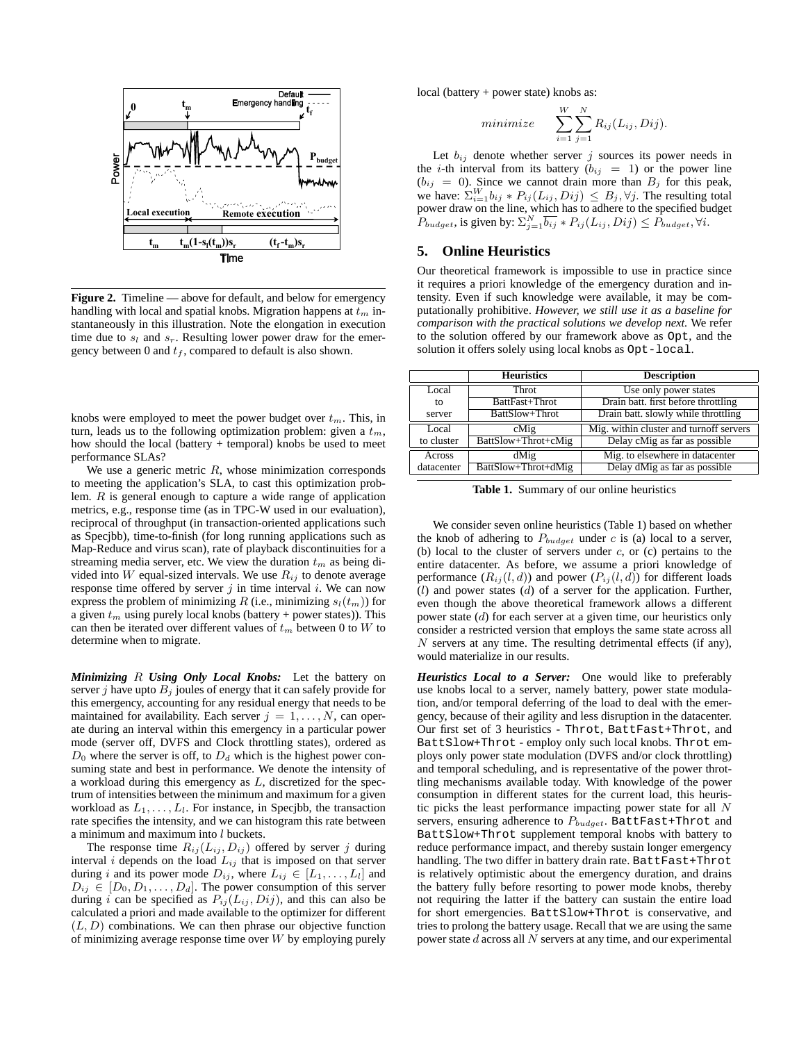**Figure 2.** Timeline — above for default, and below for emergency handling with local and spatial knobs. Migration happens at $t_m$ instantaneously in this illustration. Note the elongation in execution time due to $s_l$ and $s_r$. Resulting lower power draw for the emergency between 0 and $t_f$, compared to default is also shown.

knobs were employed to meet the power budget over $t_m$. This, in turn, leads us to the following optimization problem: given a $t_m$, how should the local (battery + temporal) knobs be used to meet performance SLAs?

We use a generic metric $R$, whose minimization corresponds to meeting the application's SLA, to cast this optimization problem. $R$ is general enough to capture a wide range of application metrics, e.g., response time (as in TPC-W used in our evaluation), reciprocal of throughput (in transaction-oriented applications such as Specjbb), time-to-finish (for long running applications such as Map-Reduce and virus scan), rate of playback discontinuities for a streaming media server, etc. We view the duration $t_m$ as being divided into $W$ equal-sized intervals. We use $R_{ij}$ to denote average response time offered by server $j$ in time interval $i$. We can now express the problem of minimizing $R$ (i.e., minimizing $s_l(t_m)$) for a given $t_m$ using purely local knobs (battery + power states)). This can then be iterated over different values of $t_m$ between 0 to $W$ to determine when to migrate.

***Minimizing $R$ Using Only Local Knobs:*** Let the battery on server $j$ have upto $B_j$ joules of energy that it can safely provide for this emergency, accounting for any residual energy that needs to be maintained for availability. Each server $j = 1, \ldots, N$, can operate during an interval within this emergency in a particular power mode (server off, DVFS and Clock throttling states), ordered as $D_0$ where the server is off, to $D_d$ which is the highest power consuming state and best in performance. We denote the intensity of a workload during this emergency as $L$, discretized for the spectrum of intensities between the minimum and maximum for a given workload as $L_1, \ldots, L_l$. For instance, in Specjbb, the transaction rate specifies the intensity, and we can histogram this rate between a minimum and maximum into $l$ buckets.

The response time $R_{ij}(L_{ij}, D_{ij})$ offered by server $j$ during interval $i$ depends on the load $L_{ij}$ that is imposed on that server during $i$ and its power mode $D_{ij}$, where $L_{ij} \in [L_1, \ldots, L_l]$ and $D_{ij} \in [D_0, D_1, \ldots, D_d]$. The power consumption of this server during $i$ can be specified as $P_{ij}(L_{ij}, Dij)$, and this can also be calculated a priori and made available to the optimizer for different $(L, D)$ combinations. We can then phrase our objective function of minimizing average response time over $W$ by employing purely local (battery + power state) knobs as:

$$minimize \quad \sum_{i=1}^{W} \sum_{j=1}^{N} R_{ij}(L_{ij}, Dij).$$

Let $b_{ij}$ denote whether server $j$ sources its power needs in the $i$-th interval from its battery ($b_{ij} = 1$) or the power line ($b_{ij} = 0$). Since we cannot drain more than $B_j$ for this peak, we have: $\Sigma_{i=1}^{W} b_{ij} * P_{ij}(L_{ij}, Dij) \leq B_j, \forall j$. The resulting total power draw on the line, which has to adhere to the specified budget $P_{budget}$, is given by: $\Sigma_{j=1}^{N} \overline{b_{ij}} * P_{ij}(L_{ij}, Dij) \leq P_{budget}, \forall i$.

## 5. Online Heuristics

Our theoretical framework is impossible to use in practice since it requires a priori knowledge of the emergency duration and intensity. Even if such knowledge were available, it may be computationally prohibitive. *However, we still use it as a baseline for comparison with the practical solutions we develop next.* We refer to the solution offered by our framework above as `Opt`, and the solution it offers solely using local knobs as `Opt-local`.

| | Heuristics | Description |
|---|---|---|
| Local to server | Throt | Use only power states |
| | BattFast+Throt | Drain batt. first before throttling |
| | BattSlow+Throt | Drain batt. slowly while throttling |
| Local to cluster | cMig | Mig. within cluster and turnoff servers |
| | BattSlow+Throt+cMig | Delay cMig as far as possible |
| Across datacenter | dMig | Mig. to elsewhere in datacenter |
| | BattSlow+Throt+dMig | Delay dMig as far as possible |

**Table 1.** Summary of our online heuristics

We consider seven online heuristics (Table 1) based on whether the knob of adhering to $P_{budget}$ under $c$ is (a) local to a server, (b) local to the cluster of servers under $c$, or (c) pertains to the entire datacenter. As before, we assume a priori knowledge of performance ($R_{ij}(l, d)$) and power ($P_{ij}(l, d)$) for different loads ($l$) and power states ($d$) of a server for the application. Further, even though the above theoretical framework allows a different power state ($d$) for each server at a given time, our heuristics only consider a restricted version that employs the same state across all $N$ servers at any time. The resulting detrimental effects (if any), would materialize in our results.

***Heuristics Local to a Server:*** One would like to preferably use knobs local to a server, namely battery, power state modulation, and/or temporal deferring of the load to deal with the emergency, because of their agility and less disruption in the datacenter. Our first set of 3 heuristics - `Throt`, `BattFast+Throt`, and `BattSlow+Throt` - employ only such local knobs. `Throt` employs only power state modulation (DVFS and/or clock throttling) and temporal scheduling, and is representative of the power throttling mechanisms available today. With knowledge of the power consumption in different states for the current load, this heuristic picks the least performance impacting power state for all $N$ servers, ensuring adherence to $P_{budget}$. `BattFast+Throt` and `BattSlow+Throt` supplement temporal knobs with battery to reduce performance impact, and thereby sustain longer emergency handling. The two differ in battery drain rate. `BattFast+Throt` is relatively optimistic about the emergency duration, and drains the battery fully before resorting to power mode knobs, thereby not requiring the latter if the battery can sustain the entire load for short emergencies. `BattSlow+Throt` is conservative, and tries to prolong the battery usage. Recall that we are using the same power state $d$ across all $N$ servers at any time, and our experimental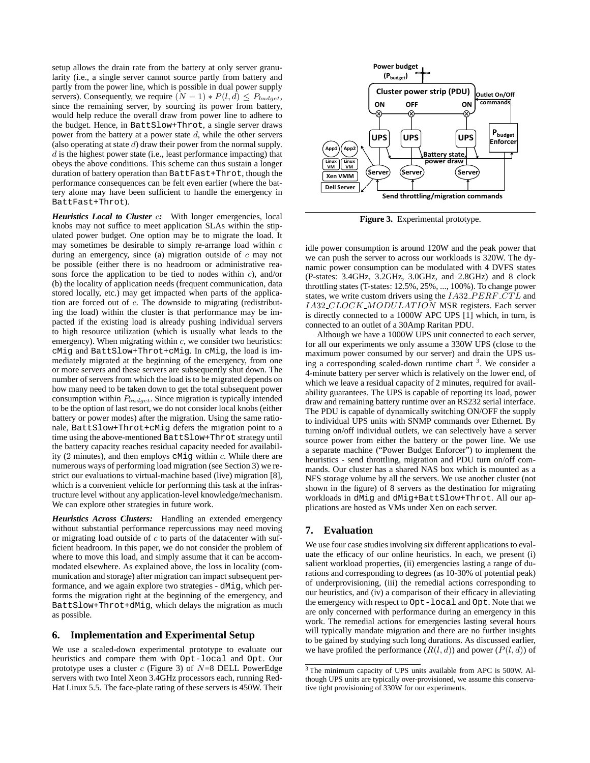setup allows the drain rate from the battery at only server granularity (i.e., a single server cannot source partly from battery and partly from the power line, which is possible in dual power supply servers). Consequently, we require $(N-1) * P(l,d) \leq P_{budget}$, since the remaining server, by sourcing its power from battery, would help reduce the overall draw from power line to adhere to the budget. Hence, in BattSlow+Throt, a single server draws power from the battery at a power state $d$, while the other servers (also operating at state $d$) draw their power from the normal supply. $d$ is the highest power state (i.e., least performance impacting) that obeys the above conditions. This scheme can thus sustain a longer duration of battery operation than BattFast+Throt, though the performance consequences can be felt even earlier (where the battery alone may have been sufficient to handle the emergency in BattFast+Throt).

***Heuristics Local to Cluster $c$:*** With longer emergencies, local knobs may not suffice to meet application SLAs within the stipulated power budget. One option may be to migrate the load. It may sometimes be desirable to simply re-arrange load within $c$ during an emergency, since (a) migration outside of $c$ may not be possible (either there is no headroom or administrative reasons force the application to be tied to nodes within $c$), and/or (b) the locality of application needs (frequent communication, data stored locally, etc.) may get impacted when parts of the application are forced out of $c$. The downside to migrating (redistributing the load) within the cluster is that performance may be impacted if the existing load is already pushing individual servers to high resource utilization (which is usually what leads to the emergency). When migrating within $c$, we consider two heuristics: cMig and BattSlow+Throt+cMig. In cMig, the load is immediately migrated at the beginning of the emergency, from one or more servers and these servers are subsequently shut down. The number of servers from which the load is to be migrated depends on how many need to be taken down to get the total subsequent power consumption within $P_{budget}$. Since migration is typically intended to be the option of last resort, we do not consider local knobs (either battery or power modes) after the migration. Using the same rationale, BattSlow+Throt+cMig defers the migration point to a time using the above-mentioned BattSlow+Throt strategy until the battery capacity reaches residual capacity needed for availability (2 minutes), and then employs cMig within $c$. While there are numerous ways of performing load migration (see Section 3) we restrict our evaluations to virtual-machine based (live) migration [8], which is a convenient vehicle for performing this task at the infrastructure level without any application-level knowledge/mechanism. We can explore other strategies in future work.

***Heuristics Across Clusters:*** Handling an extended emergency without substantial performance repercussions may need moving or migrating load outside of $c$ to parts of the datacenter with sufficient headroom. In this paper, we do not consider the problem of where to move this load, and simply assume that it can be accommodated elsewhere. As explained above, the loss in locality (communication and storage) after migration can impact subsequent performance, and we again explore two strategies - dMig, which performs the migration right at the beginning of the emergency, and BattSlow+Throt+dMig, which delays the migration as much as possible.

## 6. Implementation and Experimental Setup

We use a scaled-down experimental prototype to evaluate our heuristics and compare them with Opt-local and Opt. Our prototype uses a cluster $c$ (Figure 3) of $N$=8 DELL PowerEdge servers with two Intel Xeon 3.4GHz processors each, running Red-Hat Linux 5.5. The face-plate rating of these servers is 450W. Their idle power consumption is around 120W and the peak power that we can push the server to across our workloads is 320W. The dynamic power consumption can be modulated with 4 DVFS states (P-states: 3.4GHz, 3.2GHz, 3.0GHz, and 2.8GHz) and 8 clock throttling states (T-states: 12.5%, 25%, ..., 100%). To change power states, we write custom drivers using the $IA32\_PERF\_CTL$ and $IA32\_CLOCK\_MODULATION$ MSR registers. Each server is directly connected to a 1000W APC UPS [1] which, in turn, is connected to an outlet of a 30Amp Raritan PDU.

Figure 3. Experimental prototype.

Although we have a 1000W UPS unit connected to each server, for all our experiments we only assume a 330W UPS (close to the maximum power consumed by our server) and drain the UPS using a corresponding scaled-down runtime chart [3]. We consider a 4-minute battery per server which is relatively on the lower end, of which we leave a residual capacity of 2 minutes, required for availability guarantees. The UPS is capable of reporting its load, power draw and remaining battery runtime over an RS232 serial interface. The PDU is capable of dynamically switching ON/OFF the supply to individual UPS units with SNMP commands over Ethernet. By turning on/off individual outlets, we can selectively have a server source power from either the battery or the power line. We use a separate machine ("Power Budget Enforcer") to implement the heuristics - send throttling, migration and PDU turn on/off commands. Our cluster has a shared NAS box which is mounted as a NFS storage volume by all the servers. We use another cluster (not shown in the figure) of 8 servers as the destination for migrating workloads in dMig and dMig+BattSlow+Throt. All our applications are hosted as VMs under Xen on each server.

## 7. Evaluation

We use four case studies involving six different applications to evaluate the efficacy of our online heuristics. In each, we present (i) salient workload properties, (ii) emergencies lasting a range of durations and corresponding to degrees (as 10-30% of potential peak) of underprovisioning, (iii) the remedial actions corresponding to our heuristics, and (iv) a comparison of their efficacy in alleviating the emergency with respect to Opt-local and Opt. Note that we are only concerned with performance during an emergency in this work. The remedial actions for emergencies lasting several hours will typically mandate migration and there are no further insights to be gained by studying such long durations. As discussed earlier, we have profiled the performance ($R(l,d)$) and power ($P(l,d)$) of

[3] The minimum capacity of UPS units available from APC is 500W. Although UPS units are typically over-provisioned, we assume this conservative tight provisioning of 330W for our experiments.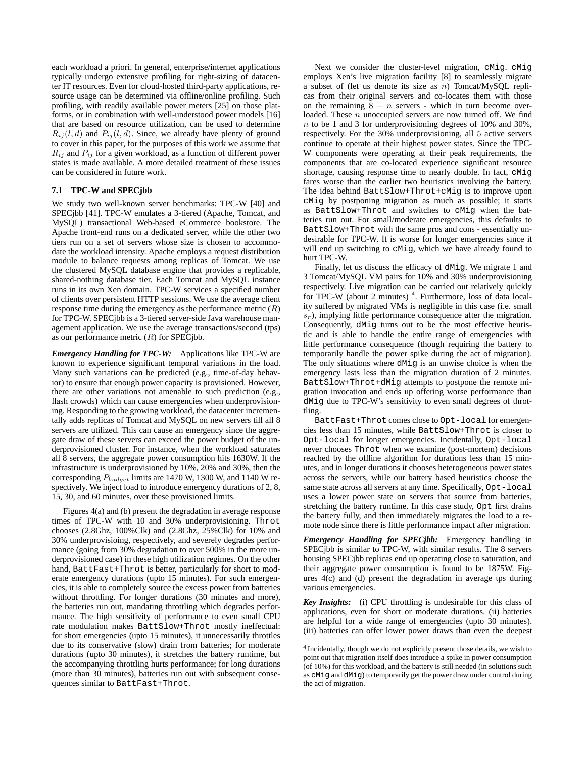each workload a priori. In general, enterprise/internet applications typically undergo extensive profiling for right-sizing of datacenter IT resources. Even for cloud-hosted third-party applications, resource usage can be determined via offline/online profiling. Such profiling, with readily available power meters [25] on those platforms, or in combination with well-understood power models [16] that are based on resource utilization, can be used to determine $R_{ij}(l, d)$ and $P_{ij}(l, d)$. Since, we already have plenty of ground to cover in this paper, for the purposes of this work we assume that $R_{ij}$ and $P_{ij}$ for a given workload, as a function of different power states is made available. A more detailed treatment of these issues can be considered in future work.

### 7.1 TPC-W and SPECjbb

We study two well-known server benchmarks: TPC-W [40] and SPECjbb [41]. TPC-W emulates a 3-tiered (Apache, Tomcat, and MySQL) transactional Web-based eCommerce bookstore. The Apache front-end runs on a dedicated server, while the other two tiers run on a set of servers whose size is chosen to accommodate the workload intensity. Apache employs a request distribution module to balance requests among replicas of Tomcat. We use the clustered MySQL database engine that provides a replicable, shared-nothing database tier. Each Tomcat and MySQL instance runs in its own Xen domain. TPC-W services a specified number of clients over persistent HTTP sessions. We use the average client response time during the emergency as the performance metric ($R$) for TPC-W. SPECjbb is a 3-tiered server-side Java warehouse management application. We use the average transactions/second (tps) as our performance metric ($R$) for SPECjbb.

***Emergency Handling for TPC-W:*** Applications like TPC-W are known to experience significant temporal variations in the load. Many such variations can be predicted (e.g., time-of-day behavior) to ensure that enough power capacity is provisioned. However, there are other variations not amenable to such prediction (e.g., flash crowds) which can cause emergencies when underprovisioning. Responding to the growing workload, the datacenter incrementally adds replicas of Tomcat and MySQL on new servers till all 8 servers are utilized. This can cause an emergency since the aggregate draw of these servers can exceed the power budget of the underprovisioned cluster. For instance, when the workload saturates all 8 servers, the aggregate power consumption hits 1630W. If the infrastructure is underprovisioned by 10%, 20% and 30%, then the corresponding $P_{budget}$ limits are 1470 W, 1300 W, and 1140 W respectively. We inject load to introduce emergency durations of 2, 8, 15, 30, and 60 minutes, over these provisioned limits.

Figures 4(a) and (b) present the degradation in average response times of TPC-W with 10 and 30% underprovisioning. `Throt` chooses (2.8Ghz, 100%Clk) and (2.8Ghz, 25%Clk) for 10% and 30% underprovisioing, respectively, and severely degrades performance (going from 30% degradation to over 500% in the more underprovisioned case) in these high utilization regimes. On the other hand, `BattFast+Throt` is better, particularly for short to moderate emergency durations (upto 15 minutes). For such emergencies, it is able to completely source the excess power from batteries without throttling. For longer durations (30 minutes and more), the batteries run out, mandating throttling which degrades performance. The high sensitivity of performance to even small CPU rate modulation makes `BattSlow+Throt` mostly ineffectual: for short emergencies (upto 15 minutes), it unnecessarily throttles due to its conservative (slow) drain from batteries; for moderate durations (upto 30 minutes), it stretches the battery runtime, but the accompanying throttling hurts performance; for long durations (more than 30 minutes), batteries run out with subsequent consequences similar to `BattFast+Throt`.

Next we consider the cluster-level migration, `cMig`. `cMig` employs Xen's live migration facility [8] to seamlessly migrate a subset of (let us denote its size as $n$) Tomcat/MySQL replicas from their original servers and co-locates them with those on the remaining $8 - n$ servers - which in turn become overloaded. These $n$ unoccupied servers are now turned off. We find $n$ to be 1 and 3 for underprovisioning degrees of 10% and 30%, respectively. For the 30% underprovisioning, all 5 active servers continue to operate at their highest power states. Since the TPC-W components were operating at their peak requirements, the components that are co-located experience significant resource shortage, causing response time to nearly double. In fact, `cMig` fares worse than the earlier two heuristics involving the battery. The idea behind `BattSlow+Throt+cMig` is to improve upon `cMig` by postponing migration as much as possible; it starts as `BattSlow+Throt` and switches to `cMig` when the batteries run out. For small/moderate emergencies, this defaults to `BattSlow+Throt` with the same pros and cons - essentially undesirable for TPC-W. It is worse for longer emergencies since it will end up switching to `cMig`, which we have already found to hurt TPC-W.

Finally, let us discuss the efficacy of `dMig`. We migrate 1 and 3 Tomcat/MySQL VM pairs for 10% and 30% underprovisioning respectively. Live migration can be carried out relatively quickly for TPC-W (about 2 minutes) [4]. Furthermore, loss of data locality suffered by migrated VMs is negligible in this case (i.e. small $s_r$), implying little performance consequence after the migration. Consequently, `dMig` turns out to be the most effective heuristic and is able to handle the entire range of emergencies with little performance consequence (though requiring the battery to temporarily handle the power spike during the act of migration). The only situations where `dMig` is an unwise choice is when the emergency lasts less than the migration duration of 2 minutes. `BattSlow+Throt+dMig` attempts to postpone the remote migration invocation and ends up offering worse performance than `dMig` due to TPC-W's sensitivity to even small degrees of throttling.

`BattFast+Throt` comes close to `Opt-local` for emergencies less than 15 minutes, while `BattSlow+Throt` is closer to `Opt-local` for longer emergencies. Incidentally, `Opt-local` never chooses `Throt` when we examine (post-mortem) decisions reached by the offline algorithm for durations less than 15 minutes, and in longer durations it chooses heterogeneous power states across the servers, while our battery based heuristics choose the same state across all servers at any time. Specifically, `Opt-local` uses a lower power state on servers that source from batteries, stretching the battery runtime. In this case study, `Opt` first drains the battery fully, and then immediately migrates the load to a remote node since there is little performance impact after migration.

***Emergency Handling for SPECjbb:*** Emergency handling in SPECjbb is similar to TPC-W, with similar results. The 8 servers housing SPECjbb replicas end up operating close to saturation, and their aggregate power consumption is found to be 1875W. Figures 4(c) and (d) present the degradation in average tps during various emergencies.

***Key Insights:*** (i) CPU throttling is undesirable for this class of applications, even for short or moderate durations. (ii) batteries are helpful for a wide range of emergencies (upto 30 minutes). (iii) batteries can offer lower power draws than even the deepest

[4] Incidentally, though we do not explicitly present those details, we wish to point out that migration itself does introduce a spike in power consumption (of 10%) for this workload, and the battery is still needed (in solutions such as `cMig` and `dMig`) to temporarily get the power draw under control during the act of migration.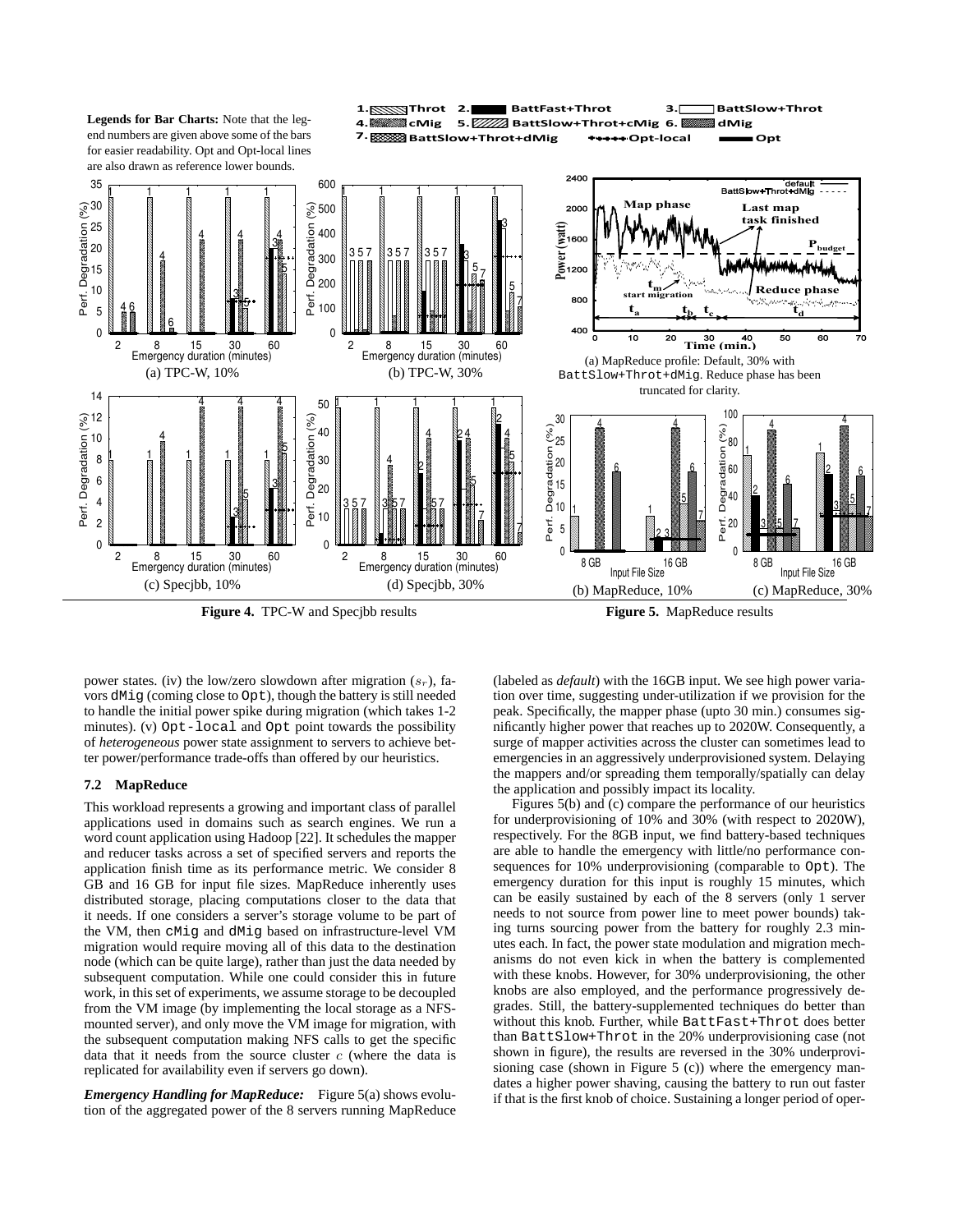**Legends for Bar Charts:** Note that the legend numbers are given above some of the bars for easier readability. Opt and Opt-local lines are also drawn as reference lower bounds.

1. Throt 2. BattFast+Throt 3. BattSlow+Throt 4. cMig 5. BattSlow+Throt+cMig 6. dMig 7. BattSlow+Throt+dMig — Opt-local — Opt

(a) TPC-W, 10%

(b) TPC-W, 30%

(c) Specjbb, 10%

(d) Specjbb, 30%

**Figure 4.** TPC-W and Specjbb results

(a) MapReduce profile: Default, 30% with `BattSlow+Throt+dMig`. Reduce phase has been truncated for clarity.

(b) MapReduce, 10%

(c) MapReduce, 30%

**Figure 5.** MapReduce results

power states. (iv) the low/zero slowdown after migration ($s_r$), favors `dMig` (coming close to `Opt`), though the battery is still needed to handle the initial power spike during migration (which takes 1-2 minutes). (v) `Opt-local` and `Opt` point towards the possibility of *heterogeneous* power state assignment to servers to achieve better power/performance trade-offs than offered by our heuristics.

### 7.2 MapReduce

This workload represents a growing and important class of parallel applications used in domains such as search engines. We run a word count application using Hadoop [22]. It schedules the mapper and reducer tasks across a set of specified servers and reports the application finish time as its performance metric. We consider 8 GB and 16 GB for input file sizes. MapReduce inherently uses distributed storage, placing computations closer to the data that it needs. If one considers a server's storage volume to be part of the VM, then `cMig` and `dMig` based on infrastructure-level VM migration would require moving all of this data to the destination node (which can be quite large), rather than just the data needed by subsequent computation. While one could consider this in future work, in this set of experiments, we assume storage to be decoupled from the VM image (by implementing the local storage as a NFS-mounted server), and only move the VM image for migration, with the subsequent computation making NFS calls to get the specific data that it needs from the source cluster $c$ (where the data is replicated for availability even if servers go down).

***Emergency Handling for MapReduce:*** Figure 5(a) shows evolution of the aggregated power of the 8 servers running MapReduce (labeled as *default*) with the 16GB input. We see high power variation over time, suggesting under-utilization if we provision for the peak. Specifically, the mapper phase (upto 30 min.) consumes significantly higher power that reaches up to 2020W. Consequently, a surge of mapper activities across the cluster can sometimes lead to emergencies in an aggressively underprovisioned system. Delaying the mappers and/or spreading them temporally/spatially can delay the application and possibly impact its locality.

Figures 5(b) and (c) compare the performance of our heuristics for underprovisioning of 10% and 30% (with respect to 2020W), respectively. For the 8GB input, we find battery-based techniques are able to handle the emergency with little/no performance consequences for 10% underprovisioning (comparable to `Opt`). The emergency duration for this input is roughly 15 minutes, which can be easily sustained by each of the 8 servers (only 1 server needs to not source from power line to meet power bounds) taking turns sourcing power from the battery for roughly 2.3 minutes each. In fact, the power state modulation and migration mechanisms do not even kick in when the battery is complemented with these knobs. However, for 30% underprovisioning, the other knobs are also employed, and the performance progressively degrades. Still, the battery-supplemented techniques do better than without this knob. Further, while `BattFast+Throt` does better than `BattSlow+Throt` in the 20% underprovisioning case (not shown in figure), the results are reversed in the 30% underprovisioning case (shown in Figure 5 (c)) where the emergency mandates a higher power shaving, causing the battery to run out faster if that is the first knob of choice. Sustaining a longer period of oper-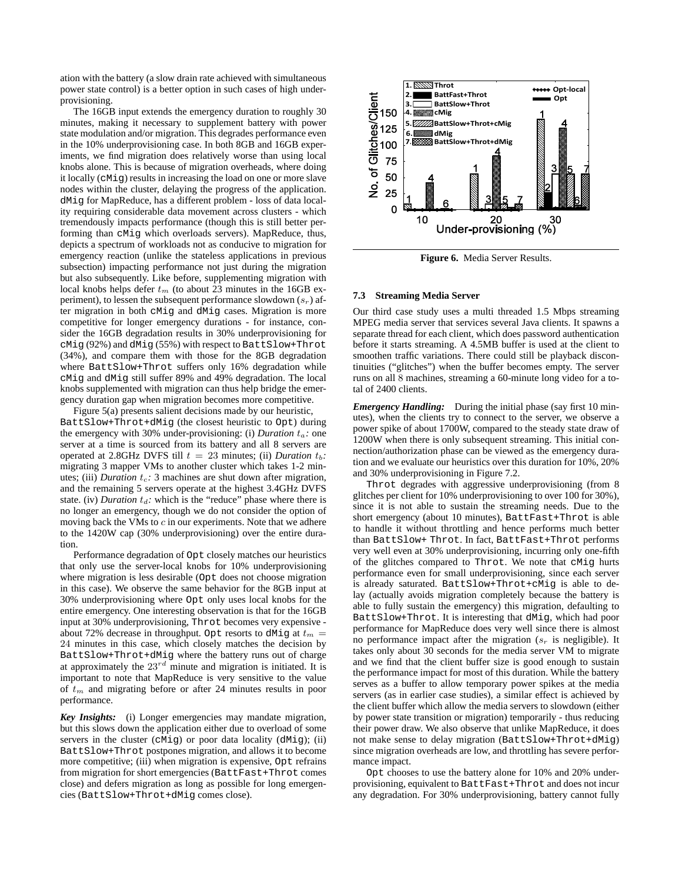ation with the battery (a slow drain rate achieved with simultaneous power state control) is a better option in such cases of high under-provisioning.

The 16GB input extends the emergency duration to roughly 30 minutes, making it necessary to supplement battery with power state modulation and/or migration. This degrades performance even in the 10% underprovisioning case. In both 8GB and 16GB experiments, we find migration does relatively worse than using local knobs alone. This is because of migration overheads, where doing it locally (cMig) results in increasing the load on one or more slave nodes within the cluster, delaying the progress of the application. dMig for MapReduce, has a different problem - loss of data locality requiring considerable data movement across clusters - which tremendously impacts performance (though this is still better performing than cMig which overloads servers). MapReduce, thus, depicts a spectrum of workloads not as conducive to migration for emergency reaction (unlike the stateless applications in previous subsection) impacting performance not just during the migration but also subsequently. Like before, supplementing migration with local knobs helps defer $t_m$ (to about 23 minutes in the 16GB experiment), to lessen the subsequent performance slowdown ($s_r$) after migration in both cMig and dMig cases. Migration is more competitive for longer emergency durations - for instance, consider the 16GB degradation results in 30% underprovisioning for cMig (92%) and dMig (55%) with respect to BattSlow+Throt (34%), and compare them with those for the 8GB degradation where BattSlow+Throt suffers only 16% degradation while cMig and dMig still suffer 89% and 49% degradation. The local knobs supplemented with migration can thus help bridge the emergency duration gap when migration becomes more competitive.

Figure 5(a) presents salient decisions made by our heuristic, BattSlow+Throt+dMig (the closest heuristic to Opt) during the emergency with 30% under-provisioning: (i) *Duration* $t_a$*:* one server at a time is sourced from its battery and all 8 servers are operated at 2.8GHz DVFS till $t = 23$ minutes; (ii) *Duration* $t_b$*:* migrating 3 mapper VMs to another cluster which takes 1-2 minutes; (iii) *Duration* $t_c$*:* 3 machines are shut down after migration, and the remaining 5 servers operate at the highest 3.4GHz DVFS state. (iv) *Duration* $t_d$*:* which is the "reduce" phase where there is no longer an emergency, though we do not consider the option of moving back the VMs to $c$ in our experiments. Note that we adhere to the 1420W cap (30% underprovisioning) over the entire duration.

Performance degradation of Opt closely matches our heuristics that only use the server-local knobs for 10% underprovisioning where migration is less desirable (Opt does not choose migration in this case). We observe the same behavior for the 8GB input at 30% underprovisioning where Opt only uses local knobs for the entire emergency. One interesting observation is that for the 16GB input at 30% underprovisioning, Throt becomes very expensive - about 72% decrease in throughput. Opt resorts to dMig at $t_m = 24$ minutes in this case, which closely matches the decision by BattSlow+Throt+dMig where the battery runs out of charge at approximately the $23^{rd}$ minute and migration is initiated. It is important to note that MapReduce is very sensitive to the value of $t_m$ and migrating before or after 24 minutes results in poor performance.

***Key Insights:*** (i) Longer emergencies may mandate migration, but this slows down the application either due to overload of some servers in the cluster (cMig) or poor data locality (dMig); (ii) BattSlow+Throt postpones migration, and allows it to become more competitive; (iii) when migration is expensive, Opt refrains from migration for short emergencies (BattFast+Throt comes close) and defers migration as long as possible for long emergencies (BattSlow+Throt+dMig comes close).

**Figure 6.** Media Server Results.

### 7.3 Streaming Media Server

Our third case study uses a multi threaded 1.5 Mbps streaming MPEG media server that services several Java clients. It spawns a separate thread for each client, which does password authentication before it starts streaming. A 4.5MB buffer is used at the client to smoothen traffic variations. There could still be playback discontinuities ("glitches") when the buffer becomes empty. The server runs on all 8 machines, streaming a 60-minute long video for a total of 2400 clients.

***Emergency Handling:*** During the initial phase (say first 10 minutes), when the clients try to connect to the server, we observe a power spike of about 1700W, compared to the steady state draw of 1200W when there is only subsequent streaming. This initial connection/authorization phase can be viewed as the emergency duration and we evaluate our heuristics over this duration for 10%, 20% and 30% underprovisioning in Figure 7.2.

Throt degrades with aggressive underprovisioning (from 8 glitches per client for 10% underprovisioning to over 100 for 30%), since it is not able to sustain the streaming needs. Due to the short emergency (about 10 minutes), BattFast+Throt is able to handle it without throttling and hence performs much better than BattSlow+ Throt. In fact, BattFast+Throt performs very well even at 30% underprovisioning, incurring only one-fifth of the glitches compared to Throt. We note that cMig hurts performance even for small underprovisioning, since each server is already saturated. BattSlow+Throt+cMig is able to delay (actually avoids migration completely because the battery is able to fully sustain the emergency) this migration, defaulting to BattSlow+Throt. It is interesting that dMig, which had poor performance for MapReduce does very well since there is almost no performance impact after the migration ($s_r$ is negligible). It takes only about 30 seconds for the media server VM to migrate and we find that the client buffer size is good enough to sustain the performance impact for most of this duration. While the battery serves as a buffer to allow temporary power spikes at the media servers (as in earlier case studies), a similar effect is achieved by the client buffer which allow the media servers to slowdown (either by power state transition or migration) temporarily - thus reducing their power draw. We also observe that unlike MapReduce, it does not make sense to delay migration (BattSlow+Throt+dMig) since migration overheads are low, and throttling has severe performance impact.

Opt chooses to use the battery alone for 10% and 20% underprovisioning, equivalent to BattFast+Throt and does not incur any degradation. For 30% underprovisioning, battery cannot fully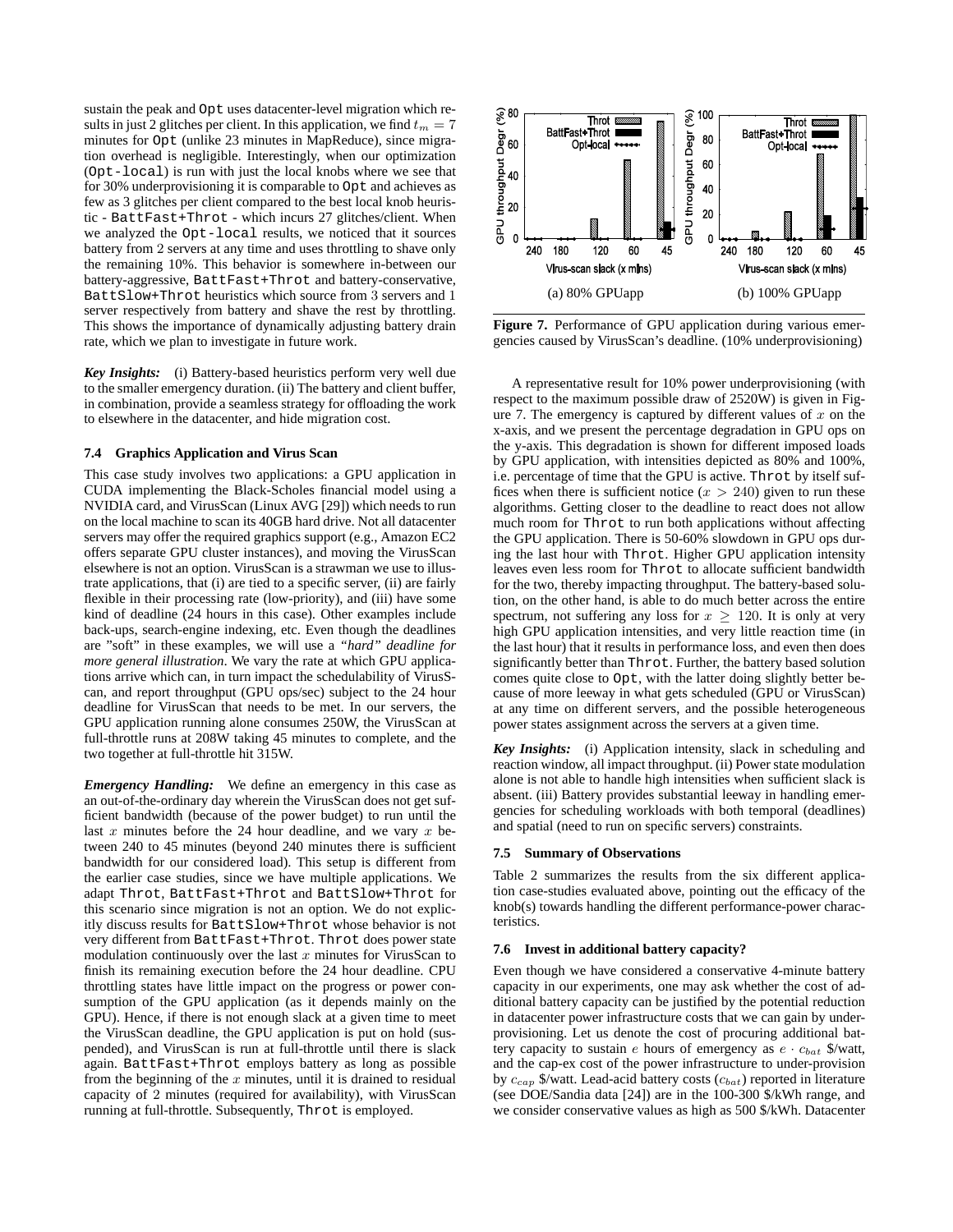sustain the peak and Opt uses datacenter-level migration which results in just 2 glitches per client. In this application, we find $t_m = 7$ minutes for Opt (unlike 23 minutes in MapReduce), since migration overhead is negligible. Interestingly, when our optimization (Opt-local) is run with just the local knobs where we see that for 30% underprovisioning it is comparable to Opt and achieves as few as 3 glitches per client compared to the best local knob heuristic - BattFast+Throt - which incurs 27 glitches/client. When we analyzed the Opt-local results, we noticed that it sources battery from 2 servers at any time and uses throttling to shave only the remaining 10%. This behavior is somewhere in-between our battery-aggressive, BattFast+Throt and battery-conservative, BattSlow+Throt heuristics which source from 3 servers and 1 server respectively from battery and shave the rest by throttling. This shows the importance of dynamically adjusting battery drain rate, which we plan to investigate in future work.

***Key Insights:*** (i) Battery-based heuristics perform very well due to the smaller emergency duration. (ii) The battery and client buffer, in combination, provide a seamless strategy for offloading the work to elsewhere in the datacenter, and hide migration cost.

### 7.4 Graphics Application and Virus Scan

This case study involves two applications: a GPU application in CUDA implementing the Black-Scholes financial model using a NVIDIA card, and VirusScan (Linux AVG [29]) which needs to run on the local machine to scan its 40GB hard drive. Not all datacenter servers may offer the required graphics support (e.g., Amazon EC2 offers separate GPU cluster instances), and moving the VirusScan elsewhere is not an option. VirusScan is a strawman we use to illustrate applications, that (i) are tied to a specific server, (ii) are fairly flexible in their processing rate (low-priority), and (iii) have some kind of deadline (24 hours in this case). Other examples include back-ups, search-engine indexing, etc. Even though the deadlines are "soft" in these examples, we will use a *"hard" deadline for more general illustration*. We vary the rate at which GPU applications arrive which can, in turn impact the schedulability of VirusScan, and report throughput (GPU ops/sec) subject to the 24 hour deadline for VirusScan that needs to be met. In our servers, the GPU application running alone consumes 250W, the VirusScan at full-throttle runs at 208W taking 45 minutes to complete, and the two together at full-throttle hit 315W.

***Emergency Handling:*** We define an emergency in this case as an out-of-the-ordinary day wherein the VirusScan does not get sufficient bandwidth (because of the power budget) to run until the last $x$ minutes before the 24 hour deadline, and we vary $x$ between 240 to 45 minutes (beyond 240 minutes there is sufficient bandwidth for our considered load). This setup is different from the earlier case studies, since we have multiple applications. We adapt Throt, BattFast+Throt and BattSlow+Throt for this scenario since migration is not an option. We do not explicitly discuss results for BattSlow+Throt whose behavior is not very different from BattFast+Throt. Throt does power state modulation continuously over the last $x$ minutes for VirusScan to finish its remaining execution before the 24 hour deadline. CPU throttling states have little impact on the progress or power consumption of the GPU application (as it depends mainly on the GPU). Hence, if there is not enough slack at a given time to meet the VirusScan deadline, the GPU application is put on hold (suspended), and VirusScan is run at full-throttle until there is slack again. BattFast+Throt employs battery as long as possible from the beginning of the $x$ minutes, until it is drained to residual capacity of 2 minutes (required for availability), with VirusScan running at full-throttle. Subsequently, Throt is employed.

(a) 80% GPUapp (b) 100% GPUapp

**Figure 7.** Performance of GPU application during various emergencies caused by VirusScan's deadline. (10% underprovisioning)

A representative result for 10% power underprovisioning (with respect to the maximum possible draw of 2520W) is given in Figure 7. The emergency is captured by different values of $x$ on the x-axis, and we present the percentage degradation in GPU ops on the y-axis. This degradation is shown for different imposed loads by GPU application, with intensities depicted as 80% and 100%, i.e. percentage of time that the GPU is active. Throt by itself suffices when there is sufficient notice ($x > 240$) given to run these algorithms. Getting closer to the deadline to react does not allow much room for Throt to run both applications without affecting the GPU application. There is 50-60% slowdown in GPU ops during the last hour with Throt. Higher GPU application intensity leaves even less room for Throt to allocate sufficient bandwidth for the two, thereby impacting throughput. The battery-based solution, on the other hand, is able to do much better across the entire spectrum, not suffering any loss for $x \geq 120$. It is only at very high GPU application intensities, and very little reaction time (in the last hour) that it results in performance loss, and even then does significantly better than Throt. Further, the battery based solution comes quite close to Opt, with the latter doing slightly better because of more leeway in what gets scheduled (GPU or VirusScan) at any time on different servers, and the possible heterogeneous power states assignment across the servers at a given time.

***Key Insights:*** (i) Application intensity, slack in scheduling and reaction window, all impact throughput. (ii) Power state modulation alone is not able to handle high intensities when sufficient slack is absent. (iii) Battery provides substantial leeway in handling emergencies for scheduling workloads with both temporal (deadlines) and spatial (need to run on specific servers) constraints.

### 7.5 Summary of Observations

Table 2 summarizes the results from the six different application case-studies evaluated above, pointing out the efficacy of the knob(s) towards handling the different performance-power characteristics.

### 7.6 Invest in additional battery capacity?

Even though we have considered a conservative 4-minute battery capacity in our experiments, one may ask whether the cost of additional battery capacity can be justified by the potential reduction in datacenter power infrastructure costs that we can gain by underprovisioning. Let us denote the cost of procuring additional battery capacity to sustain $e$ hours of emergency as $e \cdot c_{bat}$ \$/watt, and the cap-ex cost of the power infrastructure to under-provision by $c_{cap}$ \$/watt. Lead-acid battery costs ($c_{bat}$) reported in literature (see DOE/Sandia data [24]) are in the 100-300 \$/kWh range, and we consider conservative values as high as 500 \$/kWh. Datacenter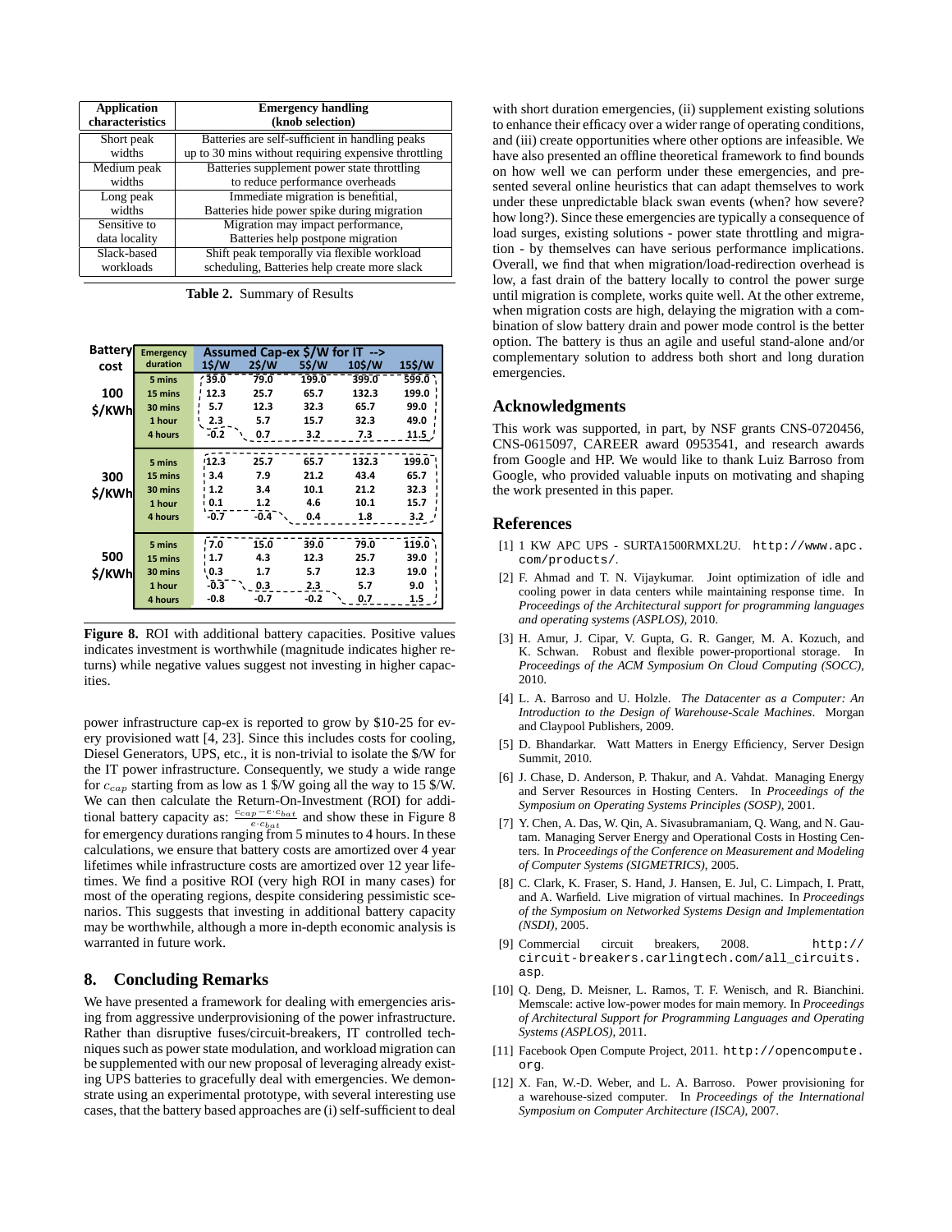| Application characteristics | Emergency handling (knob selection) |
|---|---|
| Short peak widths | Batteries are self-sufficient in handling peaks up to 30 mins without requiring expensive throttling |
| Medium peak widths | Batteries supplement power state throttling to reduce performance overheads |
| Long peak widths | Immediate migration is benefitial, Batteries hide power spike during migration |
| Sensitive to data locality | Migration may impact performance, Batteries help postpone migration |
| Slack-based workloads | Shift peak temporally via flexible workload scheduling, Batteries help create more slack |

**Table 2.** Summary of Results

| Battery cost | Emergency duration | Assumed Cap-ex $/W for IT --> | | | | |
|---|---|---|---|---|---|---|
| | | 1$/W | 2$/W | 5$/W | 10$/W | 15$/W |
| 100 $/KWh | 5 mins | 39.0 | 79.0 | 199.0 | 399.0 | 599.0 |
| | 15 mins | 12.3 | 25.7 | 65.7 | 132.3 | 199.0 |
| | 30 mins | 5.7 | 12.3 | 32.3 | 65.7 | 99.0 |
| | 1 hour | 2.3 | 5.7 | 15.7 | 32.3 | 49.0 |
| | 4 hours | -0.2 | 0.7 | 3.2 | 7.3 | 11.5 |
| 300 $/KWh | 5 mins | 12.3 | 25.7 | 65.7 | 132.3 | 199.0 |
| | 15 mins | 3.4 | 7.9 | 21.2 | 43.4 | 65.7 |
| | 30 mins | 1.2 | 3.4 | 10.1 | 21.2 | 32.3 |
| | 1 hour | 0.1 | 1.2 | 4.6 | 10.1 | 15.7 |
| | 4 hours | -0.7 | -0.4 | 0.4 | 1.8 | 3.2 |
| 500 $/KWh | 5 mins | 7.0 | 15.0 | 39.0 | 79.0 | 119.0 |
| | 15 mins | 1.7 | 4.3 | 12.3 | 25.7 | 39.0 |
| | 30 mins | 0.3 | 1.7 | 5.7 | 12.3 | 19.0 |
| | 1 hour | -0.3 | 0.3 | 2.3 | 5.7 | 9.0 |
| | 4 hours | -0.8 | -0.7 | -0.2 | 0.7 | 1.5 |

**Figure 8.** ROI with additional battery capacities. Positive values indicates investment is worthwhile (magnitude indicates higher returns) while negative values suggest not investing in higher capacities.

power infrastructure cap-ex is reported to grow by $10-25 for every provisioned watt [4, 23]. Since this includes costs for cooling, Diesel Generators, UPS, etc., it is non-trivial to isolate the $/W for the IT power infrastructure. Consequently, we study a wide range for $c_{cap}$ starting from as low as 1 $/W going all the way to 15 $/W. We can then calculate the Return-On-Investment (ROI) for additional battery capacity as: $\frac{c_{cap} - e \cdot c_{bat}}{e \cdot c_{bat}}$ and show these in Figure 8 for emergency durations ranging from 5 minutes to 4 hours. In these calculations, we ensure that battery costs are amortized over 4 year lifetimes while infrastructure costs are amortized over 12 year lifetimes. We find a positive ROI (very high ROI in many cases) for most of the operating regions, despite considering pessimistic scenarios. This suggests that investing in additional battery capacity may be worthwhile, although a more in-depth economic analysis is warranted in future work.

## 8. Concluding Remarks

We have presented a framework for dealing with emergencies arising from aggressive underprovisioning of the power infrastructure. Rather than disruptive fuses/circuit-breakers, IT controlled techniques such as power state modulation, and workload migration can be supplemented with our new proposal of leveraging already existing UPS batteries to gracefully deal with emergencies. We demonstrate using an experimental prototype, with several interesting use cases, that the battery based approaches are (i) self-sufficient to deal with short duration emergencies, (ii) supplement existing solutions to enhance their efficacy over a wider range of operating conditions, and (iii) create opportunities where other options are infeasible. We have also presented an offline theoretical framework to find bounds on how well we can perform under these emergencies, and presented several online heuristics that can adapt themselves to work under these unpredictable black swan events (when? how severe? how long?). Since these emergencies are typically a consequence of load surges, existing solutions - power state throttling and migration - by themselves can have serious performance implications. Overall, we find that when migration/load-redirection overhead is low, a fast drain of the battery locally to control the power surge until migration is complete, works quite well. At the other extreme, when migration costs are high, delaying the migration with a combination of slow battery drain and power mode control is the better option. The battery is thus an agile and useful stand-alone and/or complementary solution to address both short and long duration emergencies.

## Acknowledgments

This work was supported, in part, by NSF grants CNS-0720456, CNS-0615097, CAREER award 0953541, and research awards from Google and HP. We would like to thank Luiz Barroso from Google, who provided valuable inputs on motivating and shaping the work presented in this paper.

## References

[1] 1 KW APC UPS - SURTA1500RMXL2U. http://www.apc.com/products/.

[2] F. Ahmad and T. N. Vijaykumar. Joint optimization of idle and cooling power in data centers while maintaining response time. In *Proceedings of the Architectural support for programming languages and operating systems (ASPLOS)*, 2010.

[3] H. Amur, J. Cipar, V. Gupta, G. R. Ganger, M. A. Kozuch, and K. Schwan. Robust and flexible power-proportional storage. In *Proceedings of the ACM Symposium On Cloud Computing (SOCC)*, 2010.

[4] L. A. Barroso and U. Holzle. *The Datacenter as a Computer: An Introduction to the Design of Warehouse-Scale Machines*. Morgan and Claypool Publishers, 2009.

[5] D. Bhandarkar. Watt Matters in Energy Efficiency, Server Design Summit, 2010.

[6] J. Chase, D. Anderson, P. Thakur, and A. Vahdat. Managing Energy and Server Resources in Hosting Centers. In *Proceedings of the Symposium on Operating Systems Principles (SOSP)*, 2001.

[7] Y. Chen, A. Das, W. Qin, A. Sivasubramaniam, Q. Wang, and N. Gautam. Managing Server Energy and Operational Costs in Hosting Centers. In *Proceedings of the Conference on Measurement and Modeling of Computer Systems (SIGMETRICS)*, 2005.

[8] C. Clark, K. Fraser, S. Hand, J. Hansen, E. Jul, C. Limpach, I. Pratt, and A. Warfield. Live migration of virtual machines. In *Proceedings of the Symposium on Networked Systems Design and Implementation (NSDI)*, 2005.

[9] Commercial circuit breakers, 2008. http://circuit-breakers.carlingtech.com/all_circuits.asp.

[10] Q. Deng, D. Meisner, L. Ramos, T. F. Wenisch, and R. Bianchini. Memscale: active low-power modes for main memory. In *Proceedings of Architectural Support for Programming Languages and Operating Systems (ASPLOS)*, 2011.

[11] Facebook Open Compute Project, 2011. http://opencompute.org.

[12] X. Fan, W.-D. Weber, and L. A. Barroso. Power provisioning for a warehouse-sized computer. In *Proceedings of the International Symposium on Computer Architecture (ISCA)*, 2007.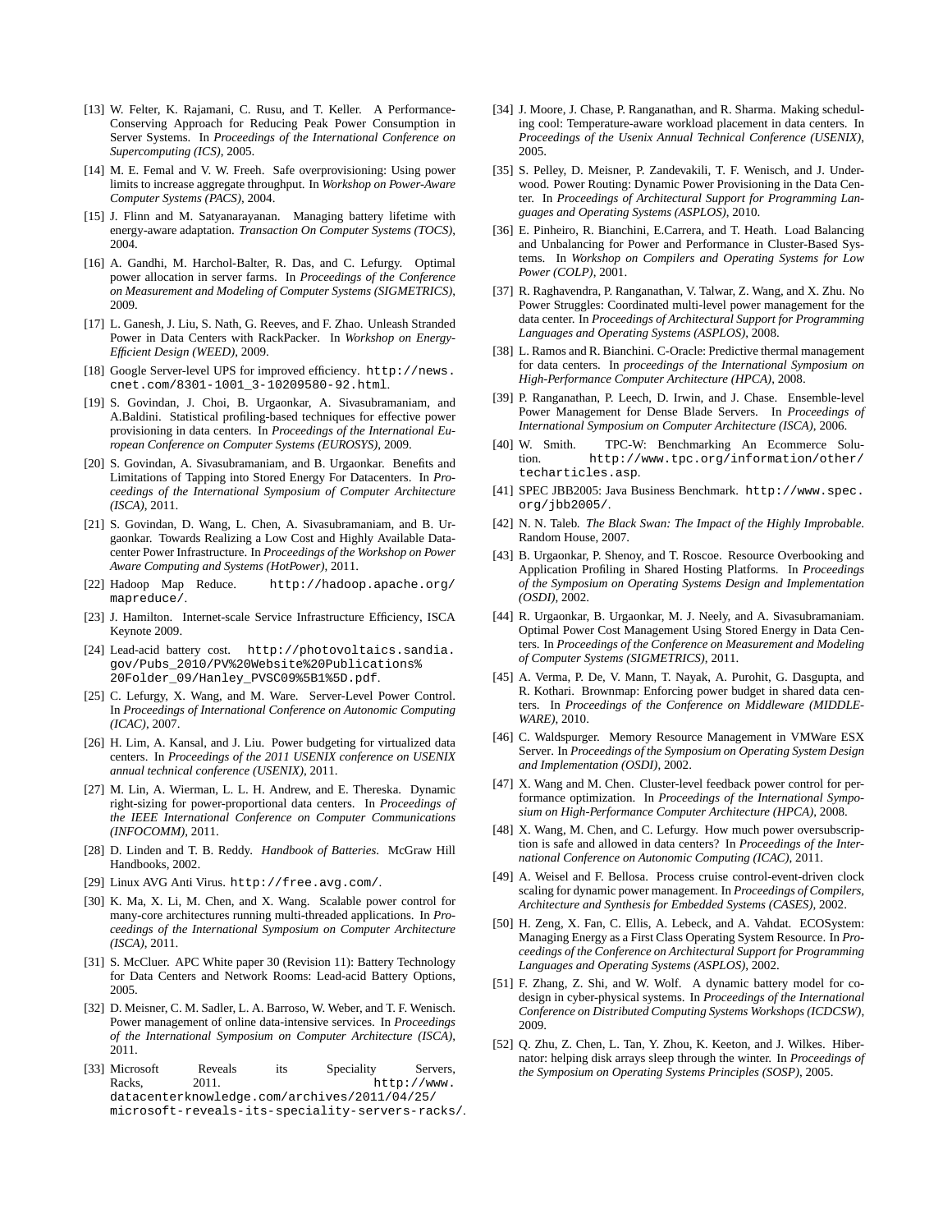[13] W. Felter, K. Rajamani, C. Rusu, and T. Keller. A Performance-Conserving Approach for Reducing Peak Power Consumption in Server Systems. In *Proceedings of the International Conference on Supercomputing (ICS)*, 2005.

[14] M. E. Femal and V. W. Freeh. Safe overprovisioning: Using power limits to increase aggregate throughput. In *Workshop on Power-Aware Computer Systems (PACS)*, 2004.

[15] J. Flinn and M. Satyanarayanan. Managing battery lifetime with energy-aware adaptation. *Transaction On Computer Systems (TOCS)*, 2004.

[16] A. Gandhi, M. Harchol-Balter, R. Das, and C. Lefurgy. Optimal power allocation in server farms. In *Proceedings of the Conference on Measurement and Modeling of Computer Systems (SIGMETRICS)*, 2009.

[17] L. Ganesh, J. Liu, S. Nath, G. Reeves, and F. Zhao. Unleash Stranded Power in Data Centers with RackPacker. In *Workshop on Energy-Efficient Design (WEED)*, 2009.

[18] Google Server-level UPS for improved efficiency. `http://news.cnet.com/8301-1001_3-10209580-92.html`.

[19] S. Govindan, J. Choi, B. Urgaonkar, A. Sivasubramaniam, and A.Baldini. Statistical profiling-based techniques for effective power provisioning in data centers. In *Proceedings of the International European Conference on Computer Systems (EUROSYS)*, 2009.

[20] S. Govindan, A. Sivasubramaniam, and B. Urgaonkar. Benefits and Limitations of Tapping into Stored Energy For Datacenters. In *Proceedings of the International Symposium of Computer Architecture (ISCA)*, 2011.

[21] S. Govindan, D. Wang, L. Chen, A. Sivasubramaniam, and B. Urgaonkar. Towards Realizing a Low Cost and Highly Available Datacenter Power Infrastructure. In *Proceedings of the Workshop on Power Aware Computing and Systems (HotPower)*, 2011.

[22] Hadoop Map Reduce. `http://hadoop.apache.org/mapreduce/`.

[23] J. Hamilton. Internet-scale Service Infrastructure Efficiency, ISCA Keynote 2009.

[24] Lead-acid battery cost. `http://photovoltaics.sandia.gov/Pubs_2010/PV%20Website%20Publications%20Folder_09/Hanley_PVSC09%5B1%5D.pdf`.

[25] C. Lefurgy, X. Wang, and M. Ware. Server-Level Power Control. In *Proceedings of International Conference on Autonomic Computing (ICAC)*, 2007.

[26] H. Lim, A. Kansal, and J. Liu. Power budgeting for virtualized data centers. In *Proceedings of the 2011 USENIX conference on USENIX annual technical conference (USENIX)*, 2011.

[27] M. Lin, A. Wierman, L. L. H. Andrew, and E. Thereska. Dynamic right-sizing for power-proportional data centers. In *Proceedings of the IEEE International Conference on Computer Communications (INFOCOMM)*, 2011.

[28] D. Linden and T. B. Reddy. *Handbook of Batteries*. McGraw Hill Handbooks, 2002.

[29] Linux AVG Anti Virus. `http://free.avg.com/`.

[30] K. Ma, X. Li, M. Chen, and X. Wang. Scalable power control for many-core architectures running multi-threaded applications. In *Proceedings of the International Symposium on Computer Architecture (ISCA)*, 2011.

[31] S. McCluer. APC White paper 30 (Revision 11): Battery Technology for Data Centers and Network Rooms: Lead-acid Battery Options, 2005.

[32] D. Meisner, C. M. Sadler, L. A. Barroso, W. Weber, and T. F. Wenisch. Power management of online data-intensive services. In *Proceedings of the International Symposium on Computer Architecture (ISCA)*, 2011.

[33] Microsoft Reveals its Speciality Servers, Racks, 2011. `http://www.datacenterknowledge.com/archives/2011/04/25/microsoft-reveals-its-speciality-servers-racks/`.

[34] J. Moore, J. Chase, P. Ranganathan, and R. Sharma. Making scheduling cool: Temperature-aware workload placement in data centers. In *Proceedings of the Usenix Annual Technical Conference (USENIX)*, 2005.

[35] S. Pelley, D. Meisner, P. Zandevakili, T. F. Wenisch, and J. Underwood. Power Routing: Dynamic Power Provisioning in the Data Center. In *Proceedings of Architectural Support for Programming Languages and Operating Systems (ASPLOS)*, 2010.

[36] E. Pinheiro, R. Bianchini, E.Carrera, and T. Heath. Load Balancing and Unbalancing for Power and Performance in Cluster-Based Systems. In *Workshop on Compilers and Operating Systems for Low Power (COLP)*, 2001.

[37] R. Raghavendra, P. Ranganathan, V. Talwar, Z. Wang, and X. Zhu. No Power Struggles: Coordinated multi-level power management for the data center. In *Proceedings of Architectural Support for Programming Languages and Operating Systems (ASPLOS)*, 2008.

[38] L. Ramos and R. Bianchini. C-Oracle: Predictive thermal management for data centers. In *proceedings of the International Symposium on High-Performance Computer Architecture (HPCA)*, 2008.

[39] P. Ranganathan, P. Leech, D. Irwin, and J. Chase. Ensemble-level Power Management for Dense Blade Servers. In *Proceedings of International Symposium on Computer Architecture (ISCA)*, 2006.

[40] W. Smith. TPC-W: Benchmarking An Ecommerce Solution. `http://www.tpc.org/information/other/techarticles.asp`.

[41] SPEC JBB2005: Java Business Benchmark. `http://www.spec.org/jbb2005/`.

[42] N. N. Taleb. *The Black Swan: The Impact of the Highly Improbable*. Random House, 2007.

[43] B. Urgaonkar, P. Shenoy, and T. Roscoe. Resource Overbooking and Application Profiling in Shared Hosting Platforms. In *Proceedings of the Symposium on Operating Systems Design and Implementation (OSDI)*, 2002.

[44] R. Urgaonkar, B. Urgaonkar, M. J. Neely, and A. Sivasubramaniam. Optimal Power Cost Management Using Stored Energy in Data Centers. In *Proceedings of the Conference on Measurement and Modeling of Computer Systems (SIGMETRICS)*, 2011.

[45] A. Verma, P. De, V. Mann, T. Nayak, A. Purohit, G. Dasgupta, and R. Kothari. Brownmap: Enforcing power budget in shared data centers. In *Proceedings of the Conference on Middleware (MIDDLEWARE)*, 2010.

[46] C. Waldspurger. Memory Resource Management in VMWare ESX Server. In *Proceedings of the Symposium on Operating System Design and Implementation (OSDI)*, 2002.

[47] X. Wang and M. Chen. Cluster-level feedback power control for performance optimization. In *Proceedings of the International Symposium on High-Performance Computer Architecture (HPCA)*, 2008.

[48] X. Wang, M. Chen, and C. Lefurgy. How much power oversubscription is safe and allowed in data centers? In *Proceedings of the International Conference on Autonomic Computing (ICAC)*, 2011.

[49] A. Weisel and F. Bellosa. Process cruise control-event-driven clock scaling for dynamic power management. In *Proceedings of Compilers, Architecture and Synthesis for Embedded Systems (CASES)*, 2002.

[50] H. Zeng, X. Fan, C. Ellis, A. Lebeck, and A. Vahdat. ECOSystem: Managing Energy as a First Class Operating System Resource. In *Proceedings of the Conference on Architectural Support for Programming Languages and Operating Systems (ASPLOS)*, 2002.

[51] F. Zhang, Z. Shi, and W. Wolf. A dynamic battery model for co-design in cyber-physical systems. In *Proceedings of the International Conference on Distributed Computing Systems Workshops (ICDCSW)*, 2009.

[52] Q. Zhu, Z. Chen, L. Tan, Y. Zhou, K. Keeton, and J. Wilkes. Hibernator: helping disk arrays sleep through the winter. In *Proceedings of the Symposium on Operating Systems Principles (SOSP)*, 2005.